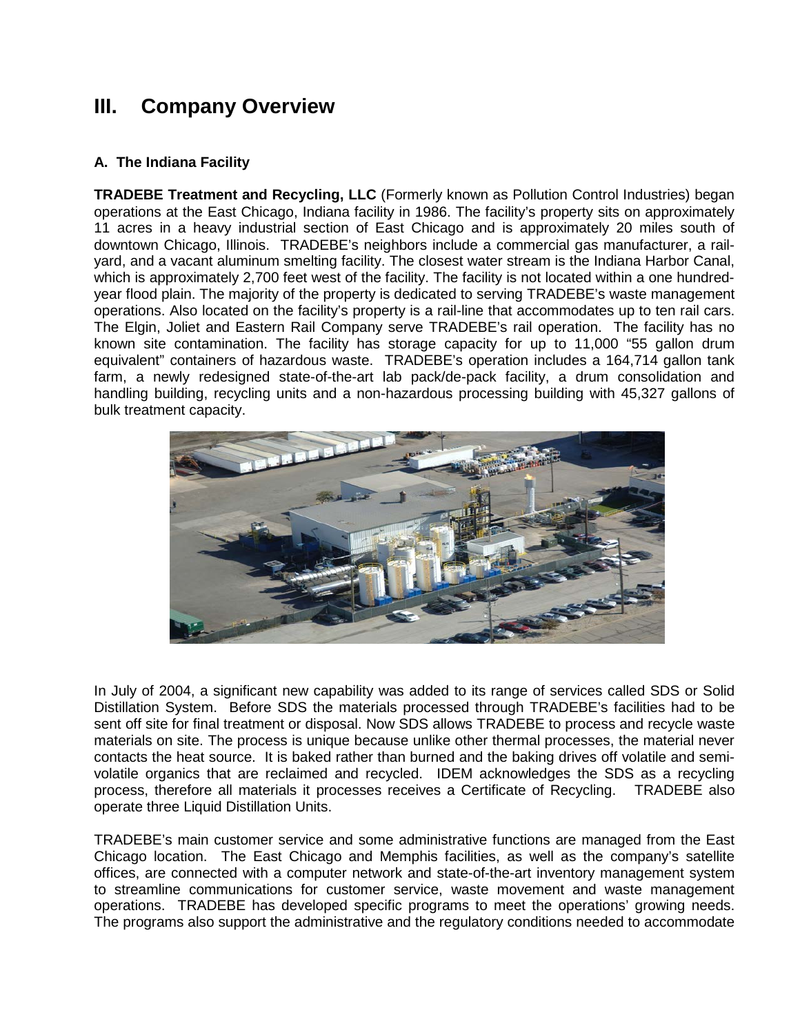# III. Company Overview

### A. The Indiana Facility

**TRADEBE Treatment and Recycling, LLC** (Formerly known as Pollution Control Industries) began operations at the East Chicago, Indiana facility in 1986. The facility's property sits on approximately 11 acres in a heavy industrial section of East Chicago and is approximately 20 miles south of downtown Chicago, Illinois. TRADEBE's neighbors include a commercial gas manufacturer, a rail-yard, and a vacant aluminum smelting facility. The closest water stream is the Indiana Harbor Canal, which is approximately 2,700 feet west of the facility. The facility is not located within a one hundred-year flood plain. The majority of the property is dedicated to serving TRADEBE's waste management operations. Also located on the facility's property is a rail-line that accommodates up to ten rail cars. The Elgin, Joliet and Eastern Rail Company serve TRADEBE's rail operation. The facility has no known site contamination. The facility has storage capacity for up to 11,000 "55 gallon drum equivalent" containers of hazardous waste. TRADEBE's operation includes a 164,714 gallon tank farm, a newly redesigned state-of-the-art lab pack/de-pack facility, a drum consolidation and handling building, recycling units and a non-hazardous processing building with 45,327 gallons of bulk treatment capacity.

In July of 2004, a significant new capability was added to its range of services called SDS or Solid Distillation System. Before SDS the materials processed through TRADEBE's facilities had to be sent off site for final treatment or disposal. Now SDS allows TRADEBE to process and recycle waste materials on site. The process is unique because unlike other thermal processes, the material never contacts the heat source. It is baked rather than burned and the baking drives off volatile and semi-volatile organics that are reclaimed and recycled. IDEM acknowledges the SDS as a recycling process, therefore all materials it processes receives a Certificate of Recycling. TRADEBE also operate three Liquid Distillation Units.

TRADEBE's main customer service and some administrative functions are managed from the East Chicago location. The East Chicago and Memphis facilities, as well as the company's satellite offices, are connected with a computer network and state-of-the-art inventory management system to streamline communications for customer service, waste movement and waste management operations. TRADEBE has developed specific programs to meet the operations' growing needs. The programs also support the administrative and the regulatory conditions needed to accommodate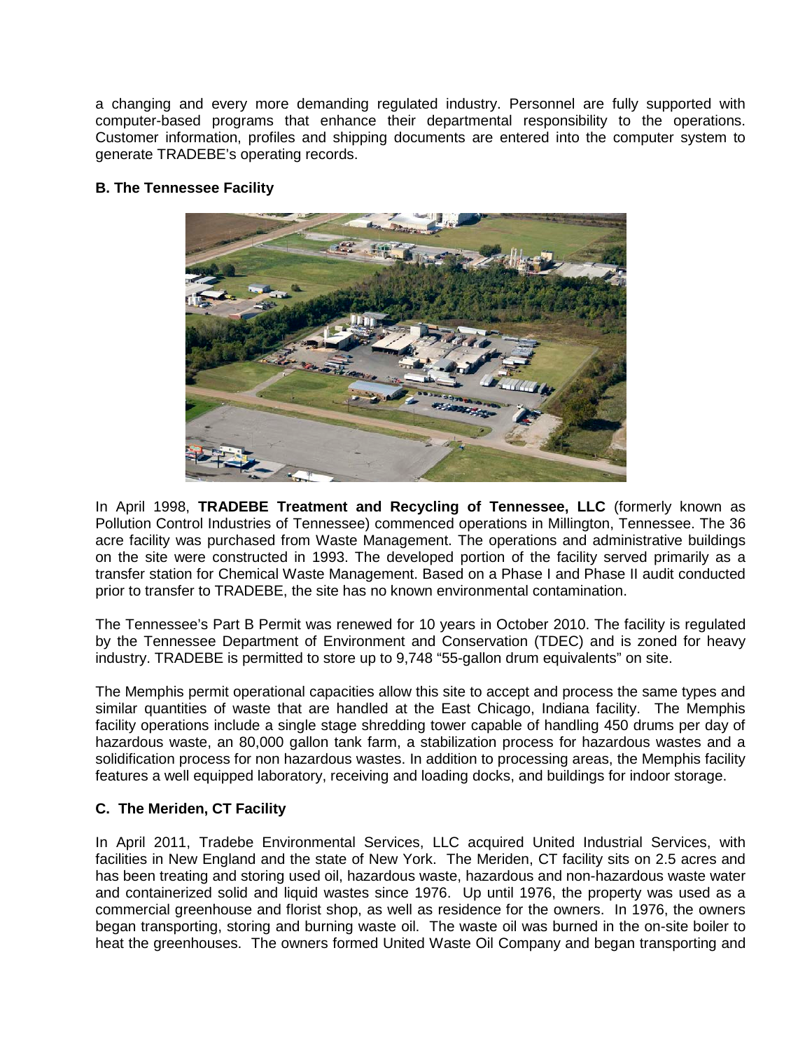a changing and every more demanding regulated industry. Personnel are fully supported with computer-based programs that enhance their departmental responsibility to the operations. Customer information, profiles and shipping documents are entered into the computer system to generate TRADEBE's operating records.

**B. The Tennessee Facility**

In April 1998, **TRADEBE Treatment and Recycling of Tennessee, LLC** (formerly known as Pollution Control Industries of Tennessee) commenced operations in Millington, Tennessee. The 36 acre facility was purchased from Waste Management. The operations and administrative buildings on the site were constructed in 1993. The developed portion of the facility served primarily as a transfer station for Chemical Waste Management. Based on a Phase I and Phase II audit conducted prior to transfer to TRADEBE, the site has no known environmental contamination.

The Tennessee's Part B Permit was renewed for 10 years in October 2010. The facility is regulated by the Tennessee Department of Environment and Conservation (TDEC) and is zoned for heavy industry. TRADEBE is permitted to store up to 9,748 "55-gallon drum equivalents" on site.

The Memphis permit operational capacities allow this site to accept and process the same types and similar quantities of waste that are handled at the East Chicago, Indiana facility. The Memphis facility operations include a single stage shredding tower capable of handling 450 drums per day of hazardous waste, an 80,000 gallon tank farm, a stabilization process for hazardous wastes and a solidification process for non hazardous wastes. In addition to processing areas, the Memphis facility features a well equipped laboratory, receiving and loading docks, and buildings for indoor storage.

**C. The Meriden, CT Facility**

In April 2011, Tradebe Environmental Services, LLC acquired United Industrial Services, with facilities in New England and the state of New York. The Meriden, CT facility sits on 2.5 acres and has been treating and storing used oil, hazardous waste, hazardous and non-hazardous waste water and containerized solid and liquid wastes since 1976. Up until 1976, the property was used as a commercial greenhouse and florist shop, as well as residence for the owners. In 1976, the owners began transporting, storing and burning waste oil. The waste oil was burned in the on-site boiler to heat the greenhouses. The owners formed United Waste Oil Company and began transporting and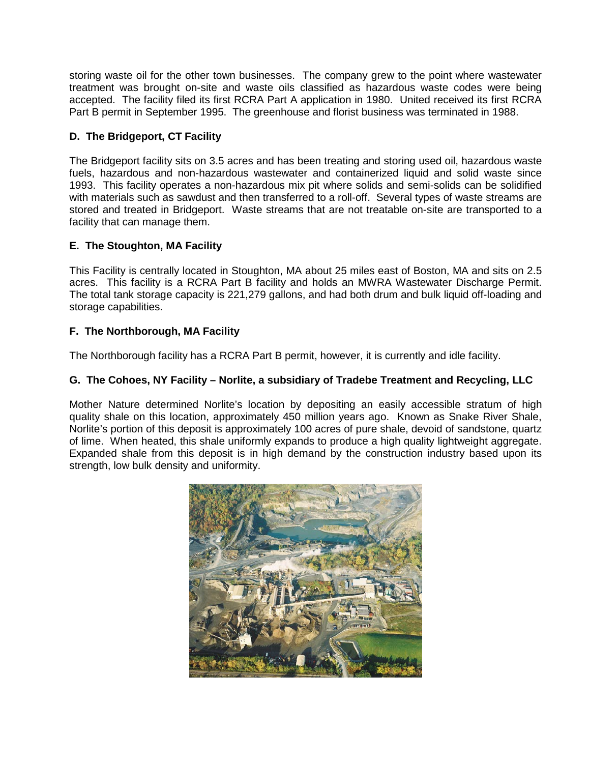storing waste oil for the other town businesses. The company grew to the point where wastewater treatment was brought on-site and waste oils classified as hazardous waste codes were being accepted. The facility filed its first RCRA Part A application in 1980. United received its first RCRA Part B permit in September 1995. The greenhouse and florist business was terminated in 1988.

### D. The Bridgeport, CT Facility

The Bridgeport facility sits on 3.5 acres and has been treating and storing used oil, hazardous waste fuels, hazardous and non-hazardous wastewater and containerized liquid and solid waste since 1993. This facility operates a non-hazardous mix pit where solids and semi-solids can be solidified with materials such as sawdust and then transferred to a roll-off. Several types of waste streams are stored and treated in Bridgeport. Waste streams that are not treatable on-site are transported to a facility that can manage them.

### E. The Stoughton, MA Facility

This Facility is centrally located in Stoughton, MA about 25 miles east of Boston, MA and sits on 2.5 acres. This facility is a RCRA Part B facility and holds an MWRA Wastewater Discharge Permit. The total tank storage capacity is 221,279 gallons, and had both drum and bulk liquid off-loading and storage capabilities.

### F. The Northborough, MA Facility

The Northborough facility has a RCRA Part B permit, however, it is currently and idle facility.

### G. The Cohoes, NY Facility – Norlite, a subsidiary of Tradebe Treatment and Recycling, LLC

Mother Nature determined Norlite's location by depositing an easily accessible stratum of high quality shale on this location, approximately 450 million years ago. Known as Snake River Shale, Norlite's portion of this deposit is approximately 100 acres of pure shale, devoid of sandstone, quartz of lime. When heated, this shale uniformly expands to produce a high quality lightweight aggregate. Expanded shale from this deposit is in high demand by the construction industry based upon its strength, low bulk density and uniformity.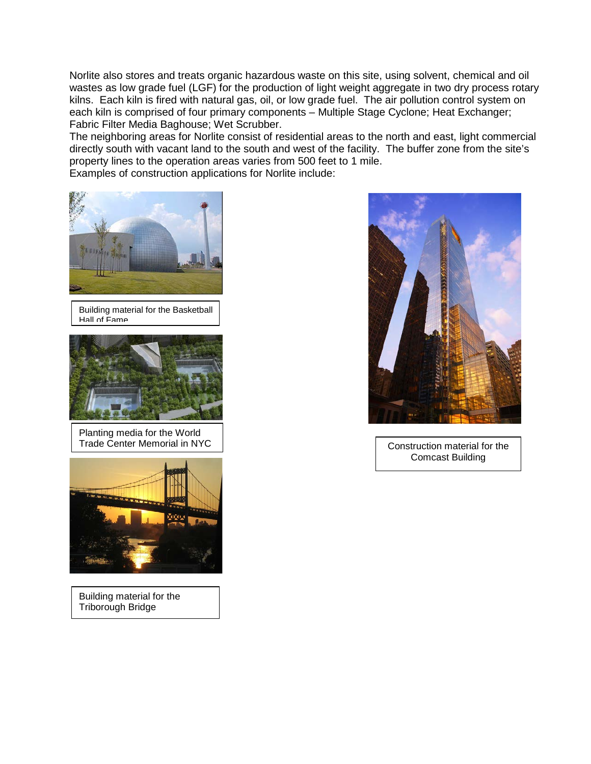Norlite also stores and treats organic hazardous waste on this site, using solvent, chemical and oil wastes as low grade fuel (LGF) for the production of light weight aggregate in two dry process rotary kilns. Each kiln is fired with natural gas, oil, or low grade fuel. The air pollution control system on each kiln is comprised of four primary components – Multiple Stage Cyclone; Heat Exchanger; Fabric Filter Media Baghouse; Wet Scrubber.

The neighboring areas for Norlite consist of residential areas to the north and east, light commercial directly south with vacant land to the south and west of the facility. The buffer zone from the site's property lines to the operation areas varies from 500 feet to 1 mile.

Examples of construction applications for Norlite include:

Building material for the Basketball Hall of Fame

Planting media for the World Trade Center Memorial in NYC

Building material for the Triborough Bridge

Construction material for the Comcast Building